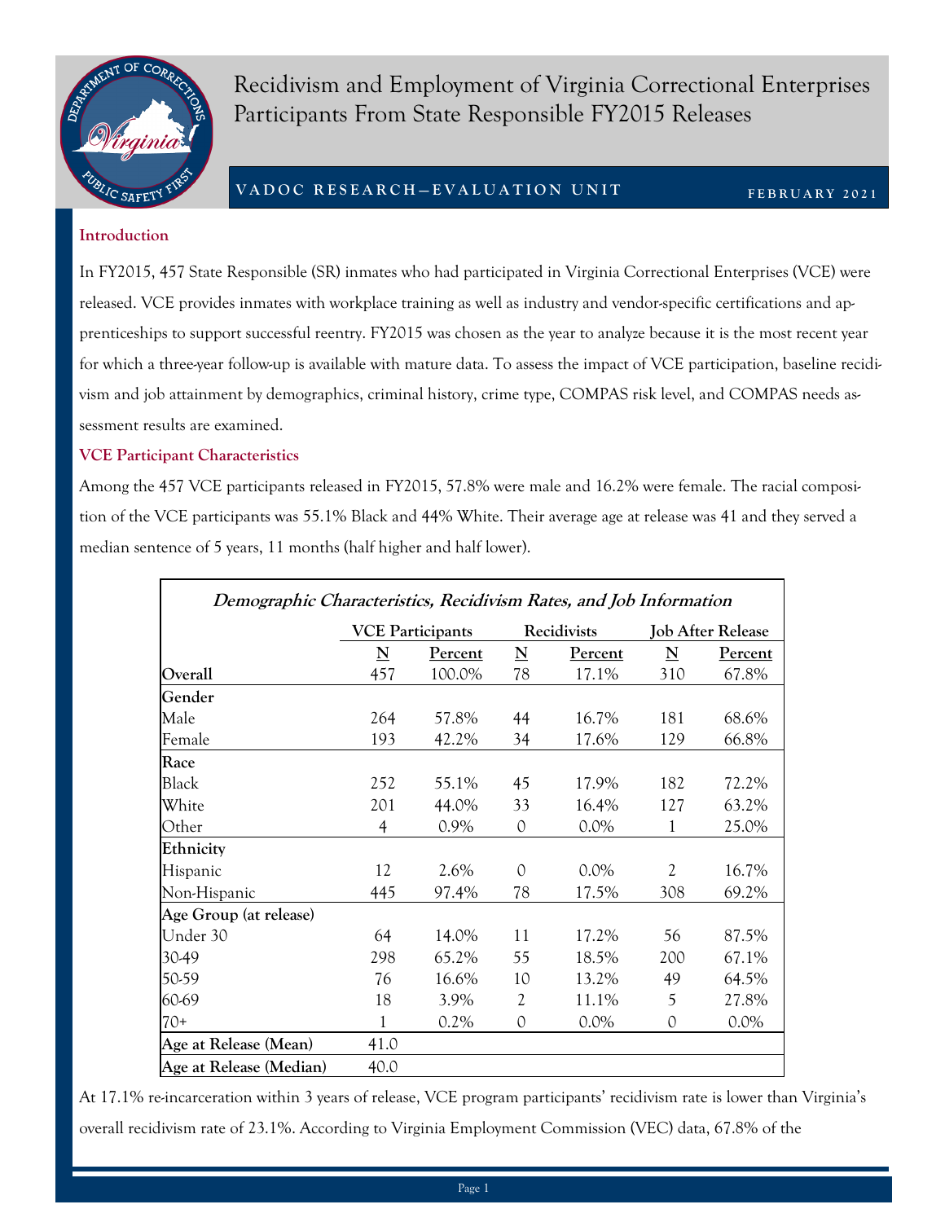# Recidivism and Employment of Virginia Correctional Enterprises Participants From State Responsible FY2015 Releases

**VADOC RESEARCH—EVALUATION UNIT** | **FEBRUARY 2021**

## Introduction

In FY2015, 457 State Responsible (SR) inmates who had participated in Virginia Correctional Enterprises (VCE) were released. VCE provides inmates with workplace training as well as industry and vendor-specific certifications and apprenticeships to support successful reentry. FY2015 was chosen as the year to analyze because it is the most recent year for which a three-year follow-up is available with mature data. To assess the impact of VCE participation, baseline recidivism and job attainment by demographics, criminal history, crime type, COMPAS risk level, and COMPAS needs assessment results are examined.

## VCE Participant Characteristics

Among the 457 VCE participants released in FY2015, 57.8% were male and 16.2% were female. The racial composition of the VCE participants was 55.1% Black and 44% White. Their average age at release was 41 and they served a median sentence of 5 years, 11 months (half higher and half lower).

***Demographic Characteristics, Recidivism Rates, and Job Information***

| | VCE Participants | | Recidivists | | Job After Release | |
|---|---|---|---|---|---|---|
| | N | Percent | N | Percent | N | Percent |
| **Overall** | 457 | 100.0% | 78 | 17.1% | 310 | 67.8% |
| **Gender** | | | | | | |
| Male | 264 | 57.8% | 44 | 16.7% | 181 | 68.6% |
| Female | 193 | 42.2% | 34 | 17.6% | 129 | 66.8% |
| **Race** | | | | | | |
| Black | 252 | 55.1% | 45 | 17.9% | 182 | 72.2% |
| White | 201 | 44.0% | 33 | 16.4% | 127 | 63.2% |
| Other | 4 | 0.9% | 0 | 0.0% | 1 | 25.0% |
| **Ethnicity** | | | | | | |
| Hispanic | 12 | 2.6% | 0 | 0.0% | 2 | 16.7% |
| Non-Hispanic | 445 | 97.4% | 78 | 17.5% | 308 | 69.2% |
| **Age Group (at release)** | | | | | | |
| Under 30 | 64 | 14.0% | 11 | 17.2% | 56 | 87.5% |
| 30-49 | 298 | 65.2% | 55 | 18.5% | 200 | 67.1% |
| 50-59 | 76 | 16.6% | 10 | 13.2% | 49 | 64.5% |
| 60-69 | 18 | 3.9% | 2 | 11.1% | 5 | 27.8% |
| 70+ | 1 | 0.2% | 0 | 0.0% | 0 | 0.0% |
| **Age at Release (Mean)** | 41.0 | | | | | |
| **Age at Release (Median)** | 40.0 | | | | | |

At 17.1% re-incarceration within 3 years of release, VCE program participants' recidivism rate is lower than Virginia's overall recidivism rate of 23.1%. According to Virginia Employment Commission (VEC) data, 67.8% of the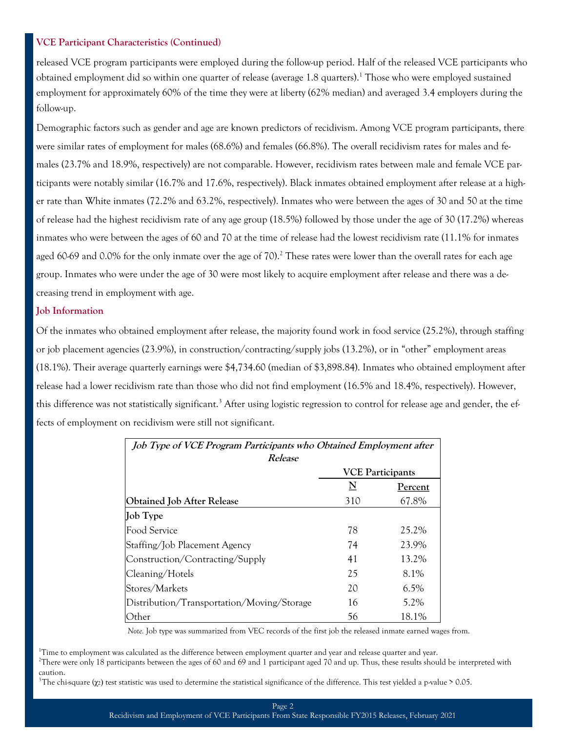### VCE Participant Characteristics (Continued)

released VCE program participants were employed during the follow-up period. Half of the released VCE participants who obtained employment did so within one quarter of release (average 1.8 quarters).[1] Those who were employed sustained employment for approximately 60% of the time they were at liberty (62% median) and averaged 3.4 employers during the follow-up.

Demographic factors such as gender and age are known predictors of recidivism. Among VCE program participants, there were similar rates of employment for males (68.6%) and females (66.8%). The overall recidivism rates for males and females (23.7% and 18.9%, respectively) are not comparable. However, recidivism rates between male and female VCE participants were notably similar (16.7% and 17.6%, respectively). Black inmates obtained employment after release at a higher rate than White inmates (72.2% and 63.2%, respectively). Inmates who were between the ages of 30 and 50 at the time of release had the highest recidivism rate of any age group (18.5%) followed by those under the age of 30 (17.2%) whereas inmates who were between the ages of 60 and 70 at the time of release had the lowest recidivism rate (11.1% for inmates aged 60-69 and 0.0% for the only inmate over the age of 70).[2] These rates were lower than the overall rates for each age group. Inmates who were under the age of 30 were most likely to acquire employment after release and there was a decreasing trend in employment with age.

### Job Information

Of the inmates who obtained employment after release, the majority found work in food service (25.2%), through staffing or job placement agencies (23.9%), in construction/contracting/supply jobs (13.2%), or in "other" employment areas (18.1%). Their average quarterly earnings were $4,734.60 (median of $3,898.84). Inmates who obtained employment after release had a lower recidivism rate than those who did not find employment (16.5% and 18.4%, respectively). However, this difference was not statistically significant.[3] After using logistic regression to control for release age and gender, the effects of employment on recidivism were still not significant.

***Job Type of VCE Program Participants who Obtained Employment after Release***

| | VCE Participants | |
|---|---|---|
| | N | Percent |
| **Obtained Job After Release** | 310 | 67.8% |
| **Job Type** | | |
| Food Service | 78 | 25.2% |
| Staffing/Job Placement Agency | 74 | 23.9% |
| Construction/Contracting/Supply | 41 | 13.2% |
| Cleaning/Hotels | 25 | 8.1% |
| Stores/Markets | 20 | 6.5% |
| Distribution/Transportation/Moving/Storage | 16 | 5.2% |
| Other | 56 | 18.1% |

*Note.* Job type was summarized from VEC records of the first job the released inmate earned wages from.

[1]Time to employment was calculated as the difference between employment quarter and year and release quarter and year.

[2]There were only 18 participants between the ages of 60 and 69 and 1 participant aged 70 and up. Thus, these results should be interpreted with caution.

[3]The chi-square ($\chi^2$) test statistic was used to determine the statistical significance of the difference. This test yielded a p-value > 0.05.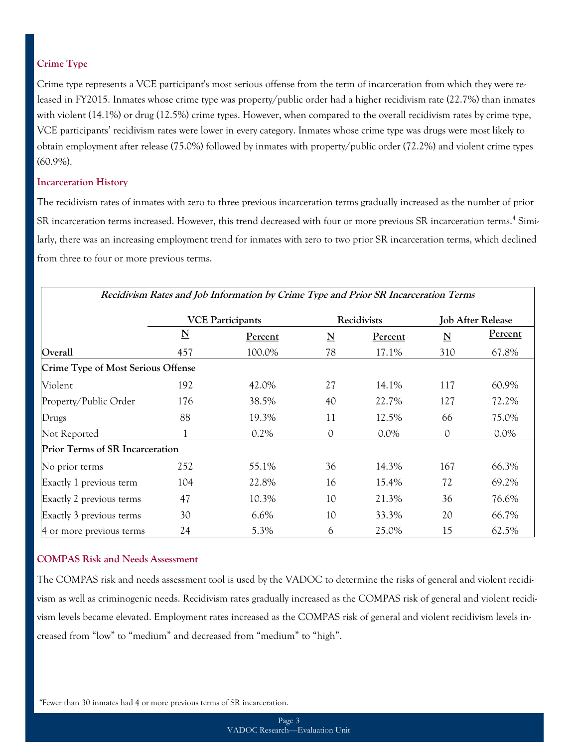### Crime Type

Crime type represents a VCE participant's most serious offense from the term of incarceration from which they were released in FY2015. Inmates whose crime type was property/public order had a higher recidivism rate (22.7%) than inmates with violent (14.1%) or drug (12.5%) crime types. However, when compared to the overall recidivism rates by crime type, VCE participants' recidivism rates were lower in every category. Inmates whose crime type was drugs were most likely to obtain employment after release (75.0%) followed by inmates with property/public order (72.2%) and violent crime types (60.9%).

### Incarceration History

The recidivism rates of inmates with zero to three previous incarceration terms gradually increased as the number of prior SR incarceration terms increased. However, this trend decreased with four or more previous SR incarceration terms.[4] Similarly, there was an increasing employment trend for inmates with zero to two prior SR incarceration terms, which declined from three to four or more previous terms.

***Recidivism Rates and Job Information by Crime Type and Prior SR Incarceration Terms***

| | VCE Participants | | Recidivists | | Job After Release | |
|---|---|---|---|---|---|---|
| | N | Percent | N | Percent | N | Percent |
| **Overall** | 457 | 100.0% | 78 | 17.1% | 310 | 67.8% |
| **Crime Type of Most Serious Offense** | | | | | | |
| Violent | 192 | 42.0% | 27 | 14.1% | 117 | 60.9% |
| Property/Public Order | 176 | 38.5% | 40 | 22.7% | 127 | 72.2% |
| Drugs | 88 | 19.3% | 11 | 12.5% | 66 | 75.0% |
| Not Reported | 1 | 0.2% | 0 | 0.0% | 0 | 0.0% |
| **Prior Terms of SR Incarceration** | | | | | | |
| No prior terms | 252 | 55.1% | 36 | 14.3% | 167 | 66.3% |
| Exactly 1 previous term | 104 | 22.8% | 16 | 15.4% | 72 | 69.2% |
| Exactly 2 previous terms | 47 | 10.3% | 10 | 21.3% | 36 | 76.6% |
| Exactly 3 previous terms | 30 | 6.6% | 10 | 33.3% | 20 | 66.7% |
| 4 or more previous terms | 24 | 5.3% | 6 | 25.0% | 15 | 62.5% |

### COMPAS Risk and Needs Assessment

The COMPAS risk and needs assessment tool is used by the VADOC to determine the risks of general and violent recidivism as well as criminogenic needs. Recidivism rates gradually increased as the COMPAS risk of general and violent recidivism levels became elevated. Employment rates increased as the COMPAS risk of general and violent recidivism levels increased from "low" to "medium" and decreased from "medium" to "high".

[4] Fewer than 30 inmates had 4 or more previous terms of SR incarceration.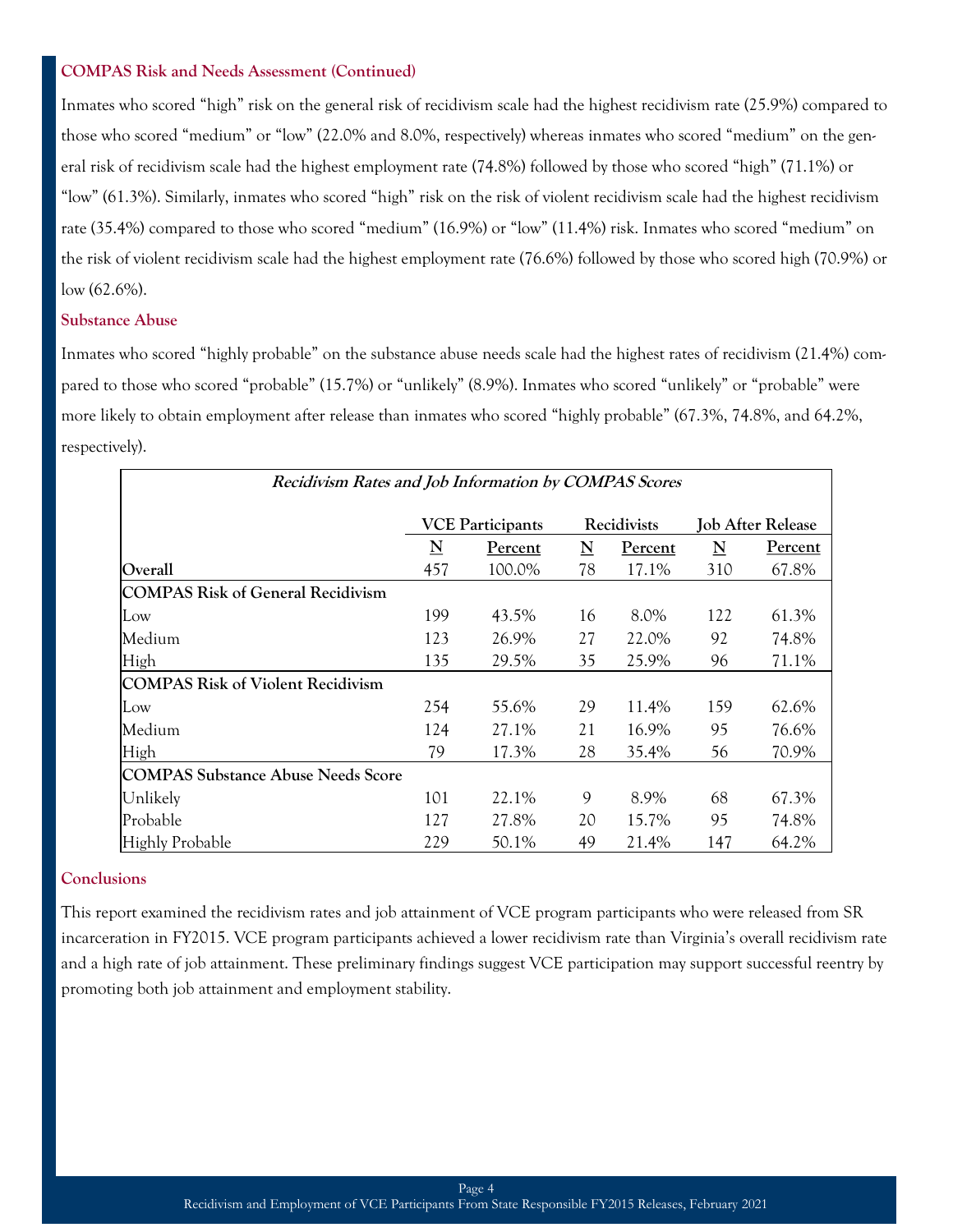## COMPAS Risk and Needs Assessment (Continued)

Inmates who scored "high" risk on the general risk of recidivism scale had the highest recidivism rate (25.9%) compared to those who scored "medium" or "low" (22.0% and 8.0%, respectively) whereas inmates who scored "medium" on the general risk of recidivism scale had the highest employment rate (74.8%) followed by those who scored "high" (71.1%) or "low" (61.3%). Similarly, inmates who scored "high" risk on the risk of violent recidivism scale had the highest recidivism rate (35.4%) compared to those who scored "medium" (16.9%) or "low" (11.4%) risk. Inmates who scored "medium" on the risk of violent recidivism scale had the highest employment rate (76.6%) followed by those who scored high (70.9%) or low (62.6%).

## Substance Abuse

Inmates who scored "highly probable" on the substance abuse needs scale had the highest rates of recidivism (21.4%) compared to those who scored "probable" (15.7%) or "unlikely" (8.9%). Inmates who scored "unlikely" or "probable" were more likely to obtain employment after release than inmates who scored "highly probable" (67.3%, 74.8%, and 64.2%, respectively).

***Recidivism Rates and Job Information by COMPAS Scores***

| | VCE Participants | | Recidivists | | Job After Release | |
|---|---|---|---|---|---|---|
| | N | Percent | N | Percent | N | Percent |
| **Overall** | 457 | 100.0% | 78 | 17.1% | 310 | 67.8% |
| **COMPAS Risk of General Recidivism** | | | | | | |
| Low | 199 | 43.5% | 16 | 8.0% | 122 | 61.3% |
| Medium | 123 | 26.9% | 27 | 22.0% | 92 | 74.8% |
| High | 135 | 29.5% | 35 | 25.9% | 96 | 71.1% |
| **COMPAS Risk of Violent Recidivism** | | | | | | |
| Low | 254 | 55.6% | 29 | 11.4% | 159 | 62.6% |
| Medium | 124 | 27.1% | 21 | 16.9% | 95 | 76.6% |
| High | 79 | 17.3% | 28 | 35.4% | 56 | 70.9% |
| **COMPAS Substance Abuse Needs Score** | | | | | | |
| Unlikely | 101 | 22.1% | 9 | 8.9% | 68 | 67.3% |
| Probable | 127 | 27.8% | 20 | 15.7% | 95 | 74.8% |
| Highly Probable | 229 | 50.1% | 49 | 21.4% | 147 | 64.2% |

## Conclusions

This report examined the recidivism rates and job attainment of VCE program participants who were released from SR incarceration in FY2015. VCE program participants achieved a lower recidivism rate than Virginia's overall recidivism rate and a high rate of job attainment. These preliminary findings suggest VCE participation may support successful reentry by promoting both job attainment and employment stability.